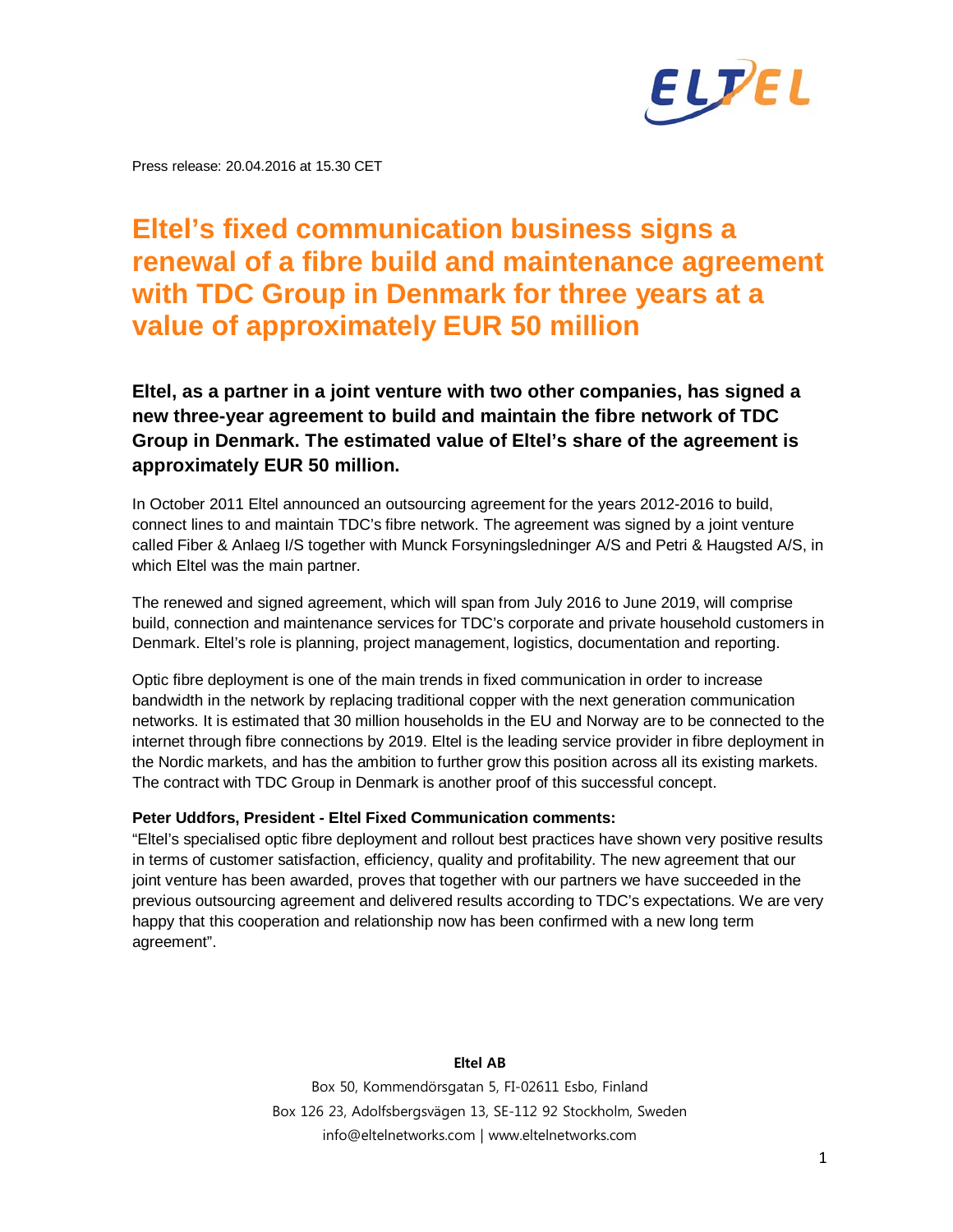Press release: 20.04.2016 at 15.30 CET

# Eltel's fixed communication business signs a renewal of a fibre build and maintenance agreement with TDC Group in Denmark for three years at a value of approximately EUR 50 million

**Eltel, as a partner in a joint venture with two other companies, has signed a new three-year agreement to build and maintain the fibre network of TDC Group in Denmark. The estimated value of Eltel's share of the agreement is approximately EUR 50 million.**

In October 2011 Eltel announced an outsourcing agreement for the years 2012-2016 to build, connect lines to and maintain TDC's fibre network. The agreement was signed by a joint venture called Fiber & Anlaeg I/S together with Munck Forsyningsledninger A/S and Petri & Haugsted A/S, in which Eltel was the main partner.

The renewed and signed agreement, which will span from July 2016 to June 2019, will comprise build, connection and maintenance services for TDC's corporate and private household customers in Denmark. Eltel's role is planning, project management, logistics, documentation and reporting.

Optic fibre deployment is one of the main trends in fixed communication in order to increase bandwidth in the network by replacing traditional copper with the next generation communication networks. It is estimated that 30 million households in the EU and Norway are to be connected to the internet through fibre connections by 2019. Eltel is the leading service provider in fibre deployment in the Nordic markets, and has the ambition to further grow this position across all its existing markets. The contract with TDC Group in Denmark is another proof of this successful concept.

**Peter Uddfors, President - Eltel Fixed Communication comments:**
"Eltel's specialised optic fibre deployment and rollout best practices have shown very positive results in terms of customer satisfaction, efficiency, quality and profitability. The new agreement that our joint venture has been awarded, proves that together with our partners we have succeeded in the previous outsourcing agreement and delivered results according to TDC's expectations. We are very happy that this cooperation and relationship now has been confirmed with a new long term agreement".

**Eltel AB**

Box 50, Kommendörsgatan 5, FI-02611 Esbo, Finland
Box 126 23, Adolfsbergsvägen 13, SE-112 92 Stockholm, Sweden
info@eltelnetworks.com | www.eltelnetworks.com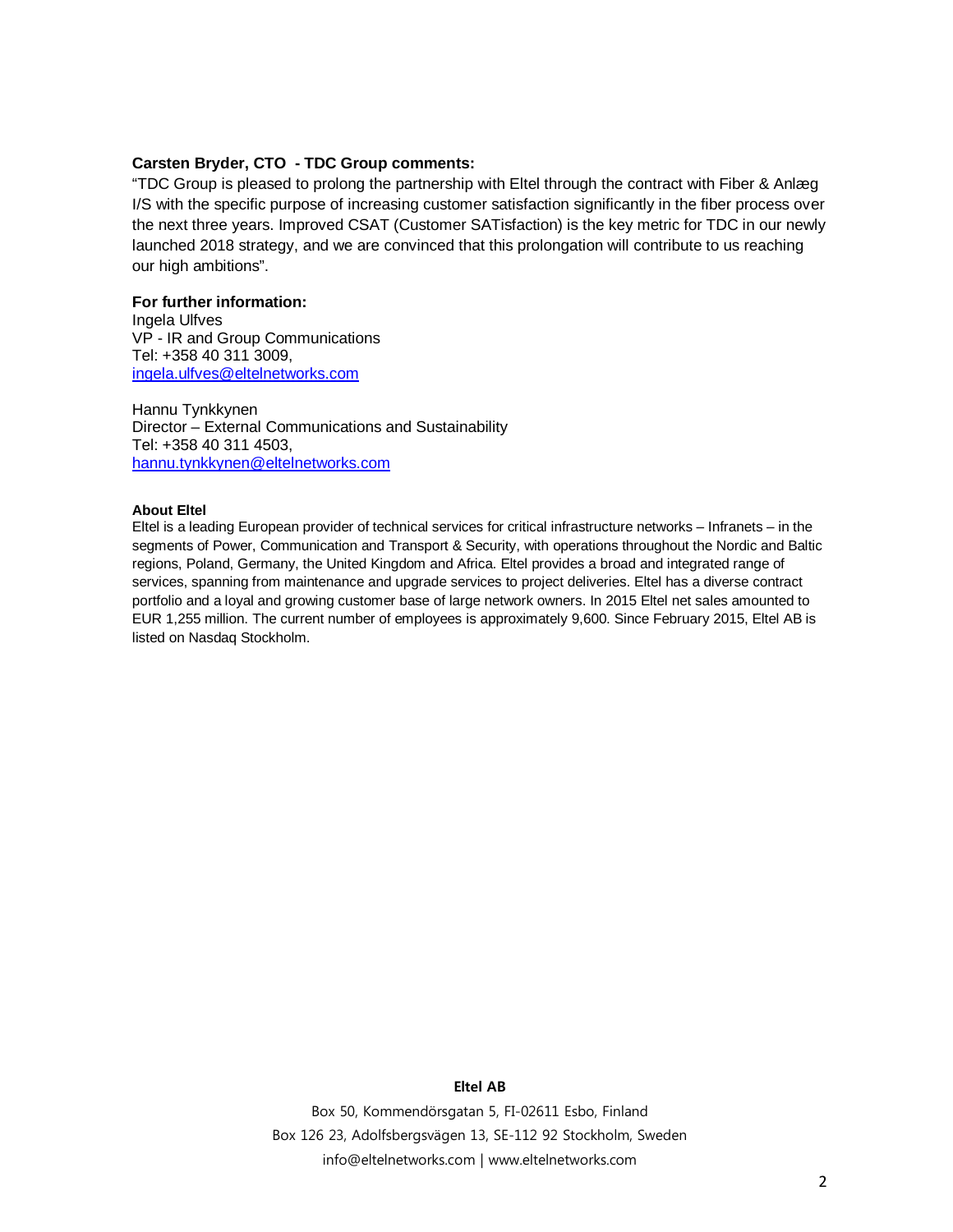**Carsten Bryder, CTO - TDC Group comments:**

"TDC Group is pleased to prolong the partnership with Eltel through the contract with Fiber & Anlæg I/S with the specific purpose of increasing customer satisfaction significantly in the fiber process over the next three years. Improved CSAT (Customer SATisfaction) is the key metric for TDC in our newly launched 2018 strategy, and we are convinced that this prolongation will contribute to us reaching our high ambitions".

**For further information:**

Ingela Ulfves
VP - IR and Group Communications
Tel: +358 40 311 3009,
ingela.ulfves@eltelnetworks.com

Hannu Tynkkynen
Director – External Communications and Sustainability
Tel: +358 40 311 4503,
hannu.tynkkynen@eltelnetworks.com

**About Eltel**

Eltel is a leading European provider of technical services for critical infrastructure networks – Infranets – in the segments of Power, Communication and Transport & Security, with operations throughout the Nordic and Baltic regions, Poland, Germany, the United Kingdom and Africa. Eltel provides a broad and integrated range of services, spanning from maintenance and upgrade services to project deliveries. Eltel has a diverse contract portfolio and a loyal and growing customer base of large network owners. In 2015 Eltel net sales amounted to EUR 1,255 million. The current number of employees is approximately 9,600. Since February 2015, Eltel AB is listed on Nasdaq Stockholm.

**Eltel AB**

Box 50, Kommendörsgatan 5, FI-02611 Esbo, Finland
Box 126 23, Adolfsbergsvägen 13, SE-112 92 Stockholm, Sweden
info@eltelnetworks.com | www.eltelnetworks.com